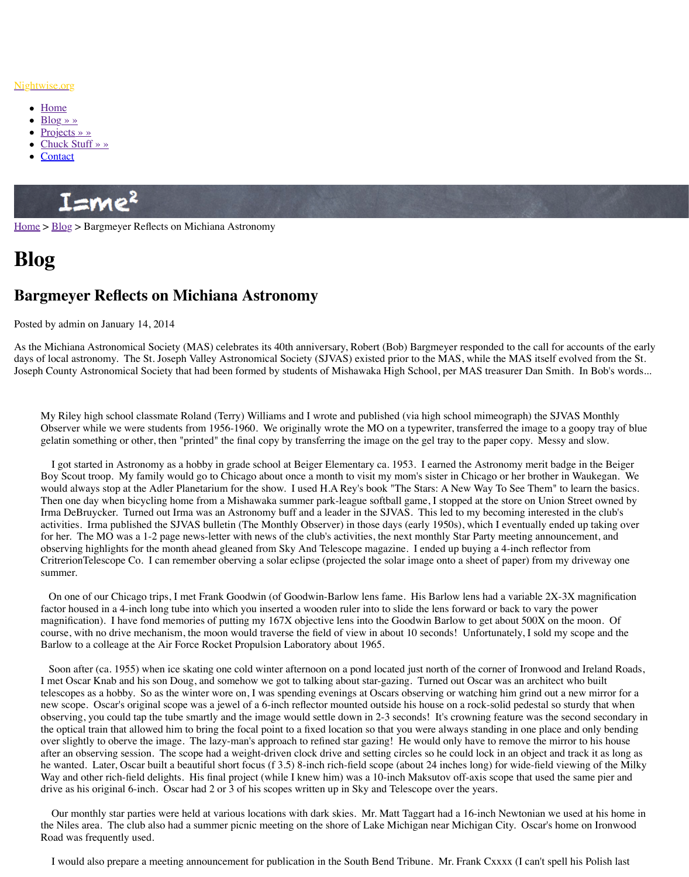Nightwise.org

- Home
- Blog » »
- Projects » »
- Chuck Stuff » »
- Contact

Home > Blog > Bargmeyer Reflects on Michiana Astronomy

# Blog

## Bargmeyer Reflects on Michiana Astronomy

Posted by admin on January 14, 2014

As the Michiana Astronomical Society (MAS) celebrates its 40th anniversary, Robert (Bob) Bargmeyer responded to the call for accounts of the early days of local astronomy. The St. Joseph Valley Astronomical Society (SJVAS) existed prior to the MAS, while the MAS itself evolved from the St. Joseph County Astronomical Society that had been formed by students of Mishawaka High School, per MAS treasurer Dan Smith. In Bob's words...

> My Riley high school classmate Roland (Terry) Williams and I wrote and published (via high school mimeograph) the SJVAS Monthly Observer while we were students from 1956-1960. We originally wrote the MO on a typewriter, transferred the image to a goopy tray of blue gelatin something or other, then "printed" the final copy by transferring the image on the gel tray to the paper copy. Messy and slow.
>
> I got started in Astronomy as a hobby in grade school at Beiger Elementary ca. 1953. I earned the Astronomy merit badge in the Beiger Boy Scout troop. My family would go to Chicago about once a month to visit my mom's sister in Chicago or her brother in Waukegan. We would always stop at the Adler Planetarium for the show. I used H.A Rey's book "The Stars: A New Way To See Them" to learn the basics. Then one day when bicycling home from a Mishawaka summer park-league softball game, I stopped at the store on Union Street owned by Irma DeBruycker. Turned out Irma was an Astronomy buff and a leader in the SJVAS. This led to my becoming interested in the club's activities. Irma published the SJVAS bulletin (The Monthly Observer) in those days (early 1950s), which I eventually ended up taking over for her. The MO was a 1-2 page news-letter with news of the club's activities, the next monthly Star Party meeting announcement, and observing highlights for the month ahead gleaned from Sky And Telescope magazine. I ended up buying a 4-inch reflector from CritrerionTelescope Co. I can remember observing a solar eclipse (projected the solar image onto a sheet of paper) from my driveway one summer.
>
> On one of our Chicago trips, I met Frank Goodwin (of Goodwin-Barlow lens fame. His Barlow lens had a variable 2X-3X magnification factor housed in a 4-inch long tube into which you inserted a wooden ruler into to slide the lens forward or back to vary the power magnification). I have fond memories of putting my 167X objective lens into the Goodwin Barlow to get about 500X on the moon. Of course, with no drive mechanism, the moon would traverse the field of view in about 10 seconds! Unfortunately, I sold my scope and the Barlow to a colleage at the Air Force Rocket Propulsion Laboratory about 1965.
>
> Soon after (ca. 1955) when ice skating one cold winter afternoon on a pond located just north of the corner of Ironwood and Ireland Roads, I met Oscar Knab and his son Doug, and somehow we got to talking about star-gazing. Turned out Oscar was an architect who built telescopes as a hobby. So as the winter wore on, I was spending evenings at Oscars observing or watching him grind out a new mirror for a new scope. Oscar's original scope was a jewel of a 6-inch reflector mounted outside his house on a rock-solid pedestal so sturdy that when observing, you could tap the tube smartly and the image would settle down in 2-3 seconds! It's crowning feature was the second secondary in the optical train that allowed him to bring the focal point to a fixed location so that you were always standing in one place and only bending over slightly to oberve the image. The lazy-man's approach to refined star gazing! He would only have to remove the mirror to his house after an observing session. The scope had a weight-driven clock drive and setting circles so he could lock in an object and track it as long as he wanted. Later, Oscar built a beautiful short focus (f 3.5) 8-inch rich-field scope (about 24 inches long) for wide-field viewing of the Milky Way and other rich-field delights. His final project (while I knew him) was a 10-inch Maksutov off-axis scope that used the same pier and drive as his original 6-inch. Oscar had 2 or 3 of his scopes written up in Sky and Telescope over the years.
>
> Our monthly star parties were held at various locations with dark skies. Mr. Matt Taggart had a 16-inch Newtonian we used at his home in the Niles area. The club also had a summer picnic meeting on the shore of Lake Michigan near Michigan City. Oscar's home on Ironwood Road was frequently used.
>
> I would also prepare a meeting announcement for publication in the South Bend Tribune. Mr. Frank Cxxxx (I can't spell his Polish last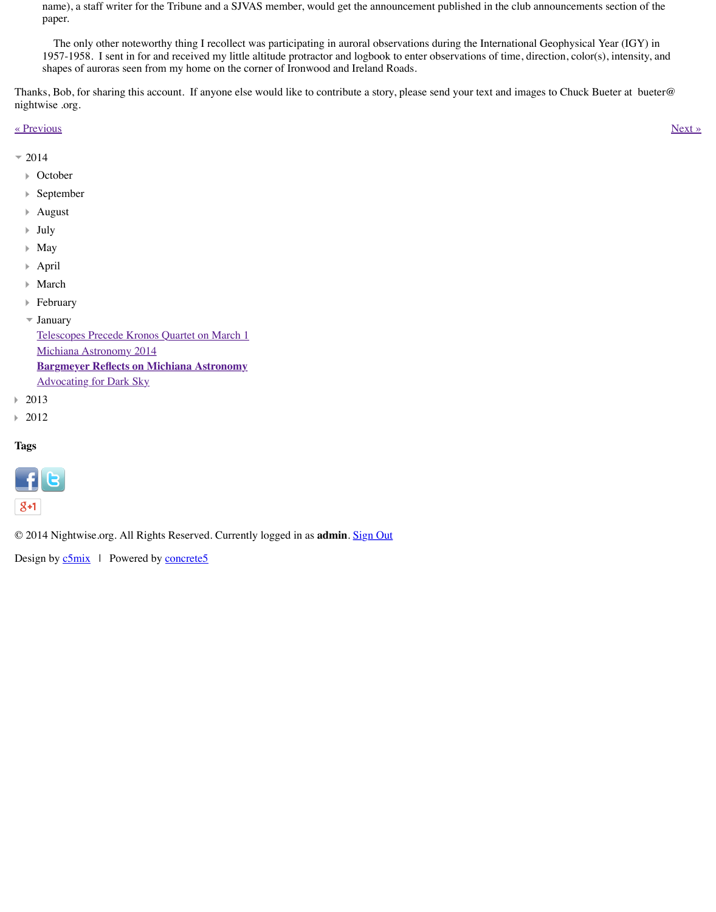name), a staff writer for the Tribune and a SJVAS member, would get the announcement published in the club announcements section of the paper.

The only other noteworthy thing I recollect was participating in auroral observations during the International Geophysical Year (IGY) in 1957-1958. I sent in for and received my little altitude protractor and logbook to enter observations of time, direction, color(s), intensity, and shapes of auroras seen from my home on the corner of Ironwood and Ireland Roads.

Thanks, Bob, for sharing this account. If anyone else would like to contribute a story, please send your text and images to Chuck Bueter at bueter@ nightwise .org.

« Previous

Next »

- 2014
  - October
  - September
  - August
  - July
  - May
  - April
  - March
  - February
  - January
    - Telescopes Precede Kronos Quartet on March 1
    - Michiana Astronomy 2014
    - **Bargmeyer Reflects on Michiana Astronomy**
    - Advocating for Dark Sky
- 2013
- 2012

**Tags**

© 2014 Nightwise.org. All Rights Reserved. Currently logged in as **admin**. Sign Out

Design by c5mix | Powered by concrete5